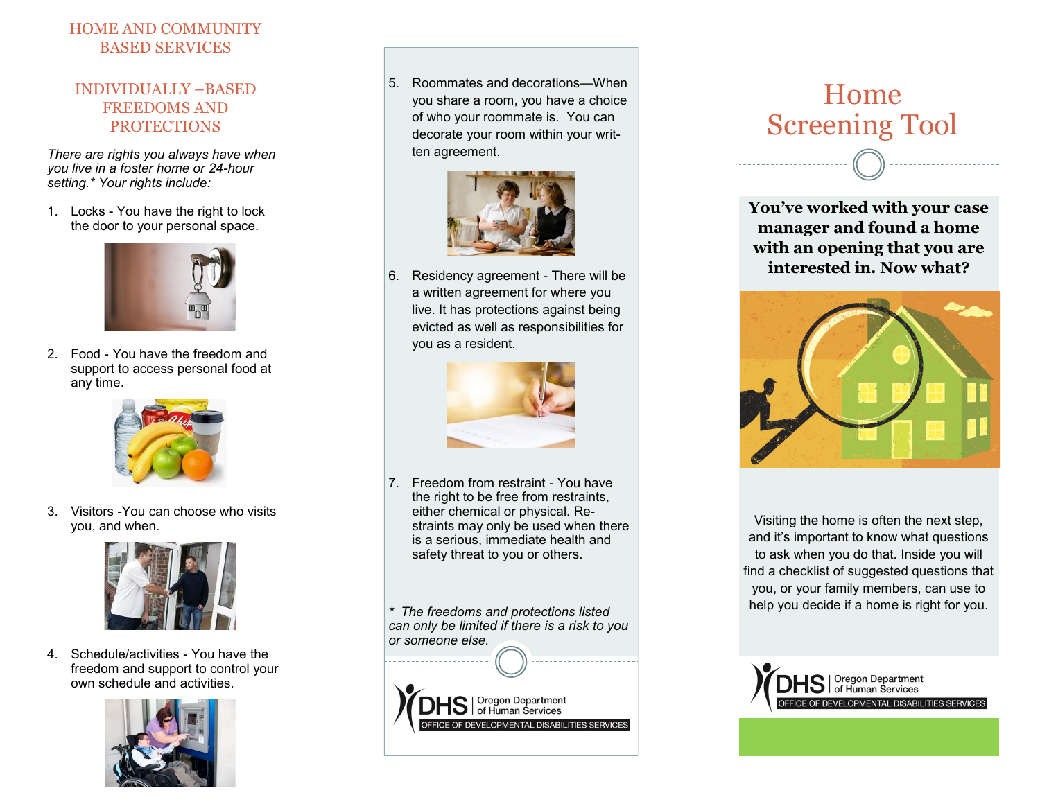## HOME AND COMMUNITY BASED SERVICES

## INDIVIDUALLY –BASED FREEDOMS AND PROTECTIONS

*There are rights you always have when you live in a foster home or 24-hour setting.\* Your rights include:*

1. Locks - You have the right to lock the door to your personal space.

2. Food - You have the freedom and support to access personal food at any time.

3. Visitors -You can choose who visits you, and when.

4. Schedule/activities - You have the freedom and support to control your own schedule and activities.

5. Roommates and decorations—When you share a room, you have a choice of who your roommate is. You can decorate your room within your written agreement.

6. Residency agreement - There will be a written agreement for where you live. It has protections against being evicted as well as responsibilities for you as a resident.

7. Freedom from restraint - You have the right to be free from restraints, either chemical or physical. Restraints may only be used when there is a serious, immediate health and safety threat to you or others.

*\* The freedoms and protections listed can only be limited if there is a risk to you or someone else.*

DHS | Oregon Department of Human Services
OFFICE OF DEVELOPMENTAL DISABILITIES SERVICES

# Home Screening Tool

**You've worked with your case manager and found a home with an opening that you are interested in. Now what?**

Visiting the home is often the next step, and it's important to know what questions to ask when you do that. Inside you will find a checklist of suggested questions that you, or your family members, can use to help you decide if a home is right for you.

DHS | Oregon Department of Human Services
OFFICE OF DEVELOPMENTAL DISABILITIES SERVICES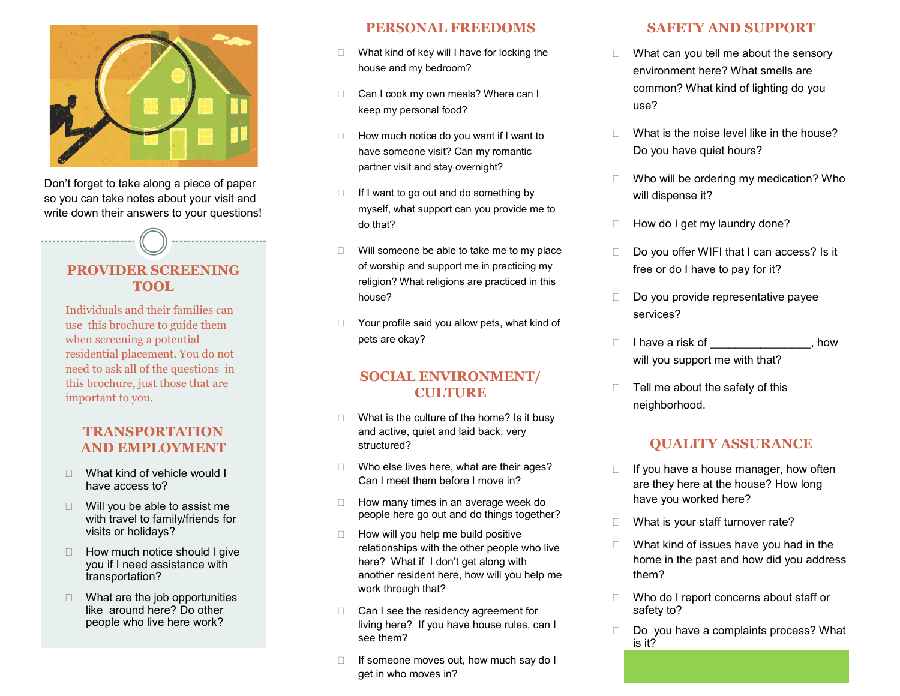Don't forget to take along a piece of paper so you can take notes about your visit and write down their answers to your questions!

## PROVIDER SCREENING TOOL

Individuals and their families can use this brochure to guide them when screening a potential residential placement. You do not need to ask all of the questions in this brochure, just those that are important to you.

## TRANSPORTATION AND EMPLOYMENT

- What kind of vehicle would I have access to?
- Will you be able to assist me with travel to family/friends for visits or holidays?
- How much notice should I give you if I need assistance with transportation?
- What are the job opportunities like around here? Do other people who live here work?

## PERSONAL FREEDOMS

- What kind of key will I have for locking the house and my bedroom?
- Can I cook my own meals? Where can I keep my personal food?
- How much notice do you want if I want to have someone visit? Can my romantic partner visit and stay overnight?
- If I want to go out and do something by myself, what support can you provide me to do that?
- Will someone be able to take me to my place of worship and support me in practicing my religion? What religions are practiced in this house?
- Your profile said you allow pets, what kind of pets are okay?

## SOCIAL ENVIRONMENT/ CULTURE

- What is the culture of the home? Is it busy and active, quiet and laid back, very structured?
- Who else lives here, what are their ages? Can I meet them before I move in?
- How many times in an average week do people here go out and do things together?
- How will you help me build positive relationships with the other people who live here? What if I don't get along with another resident here, how will you help me work through that?
- Can I see the residency agreement for living here? If you have house rules, can I see them?
- If someone moves out, how much say do I get in who moves in?

## SAFETY AND SUPPORT

- What can you tell me about the sensory environment here? What smells are common? What kind of lighting do you use?
- What is the noise level like in the house? Do you have quiet hours?
- Who will be ordering my medication? Who will dispense it?
- How do I get my laundry done?
- Do you offer WIFI that I can access? Is it free or do I have to pay for it?
- Do you provide representative payee services?
- I have a risk of ________________, how will you support me with that?
- Tell me about the safety of this neighborhood.

## QUALITY ASSURANCE

- If you have a house manager, how often are they here at the house? How long have you worked here?
- What is your staff turnover rate?
- What kind of issues have you had in the home in the past and how did you address them?
- Who do I report concerns about staff or safety to?
- Do you have a complaints process? What is it?